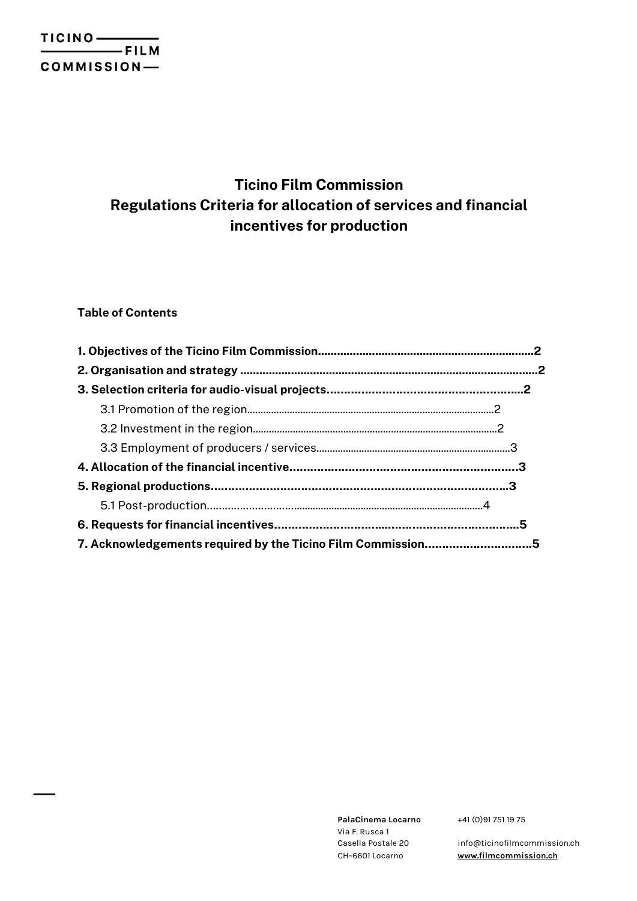TICINO FILM COMMISSION

# Ticino Film Commission
# Regulations Criteria for allocation of services and financial incentives for production

**Table of Contents**

**1. Objectives of the Ticino Film Commission....................................................................2**
**2. Organisation and strategy ..............................................................................................2**
**3. Selection criteria for audio-visual projects.........................................................2**
- 3.1 Promotion of the region...........................................................................................2
- 3.2 Investment in the region..........................................................................................2
- 3.3 Employment of producers / services.......................................................................3

**4. Allocation of the financial incentive...................................................................3**
**5. Regional productions......................................................................................3**
- 5.1 Post-production.......................................................................................................4

**6. Requests for financial incentives.......................................................................5**
**7. Acknowledgements required by the Ticino Film Commission...............................5**

**PalaCinema Locarno**
Via F. Rusca 1
Casella Postale 20
CH–6601 Locarno

+41 (0)91 751 19 75

info@ticinofilmcommission.ch
www.filmcommission.ch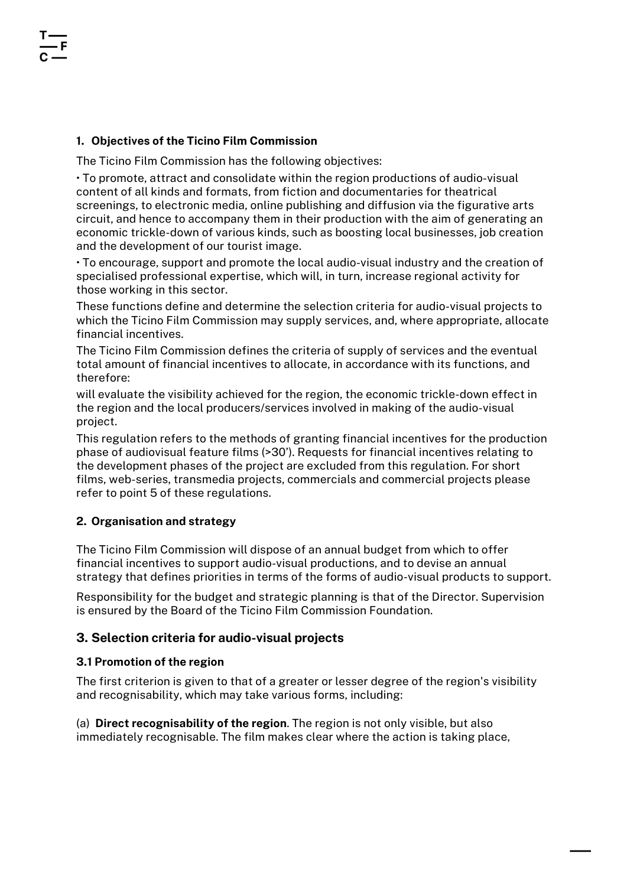## 1. Objectives of the Ticino Film Commission

The Ticino Film Commission has the following objectives:

• To promote, attract and consolidate within the region productions of audio-visual content of all kinds and formats, from fiction and documentaries for theatrical screenings, to electronic media, online publishing and diffusion via the figurative arts circuit, and hence to accompany them in their production with the aim of generating an economic trickle-down of various kinds, such as boosting local businesses, job creation and the development of our tourist image.

• To encourage, support and promote the local audio-visual industry and the creation of specialised professional expertise, which will, in turn, increase regional activity for those working in this sector.

These functions define and determine the selection criteria for audio-visual projects to which the Ticino Film Commission may supply services, and, where appropriate, allocate financial incentives.

The Ticino Film Commission defines the criteria of supply of services and the eventual total amount of financial incentives to allocate, in accordance with its functions, and therefore:

will evaluate the visibility achieved for the region, the economic trickle-down effect in the region and the local producers/services involved in making of the audio-visual project.

This regulation refers to the methods of granting financial incentives for the production phase of audiovisual feature films (>30'). Requests for financial incentives relating to the development phases of the project are excluded from this regulation. For short films, web-series, transmedia projects, commercials and commercial projects please refer to point 5 of these regulations.

## 2. Organisation and strategy

The Ticino Film Commission will dispose of an annual budget from which to offer financial incentives to support audio-visual productions, and to devise an annual strategy that defines priorities in terms of the forms of audio-visual products to support.

Responsibility for the budget and strategic planning is that of the Director. Supervision is ensured by the Board of the Ticino Film Commission Foundation.

## 3. Selection criteria for audio-visual projects

### 3.1 Promotion of the region

The first criterion is given to that of a greater or lesser degree of the region's visibility and recognisability, which may take various forms, including:

(a) **Direct recognisability of the region**. The region is not only visible, but also immediately recognisable. The film makes clear where the action is taking place,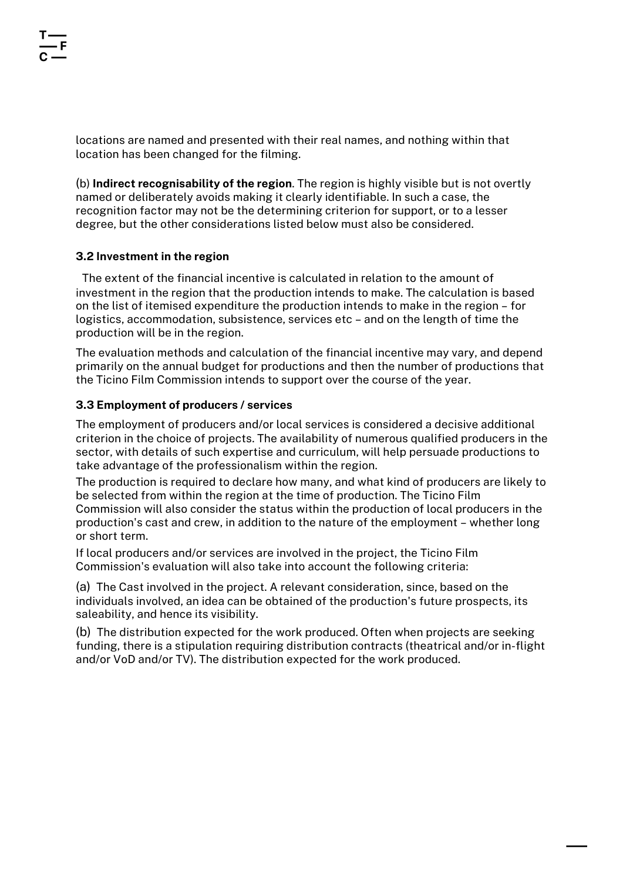locations are named and presented with their real names, and nothing within that location has been changed for the filming.

(b) **Indirect recognisability of the region**. The region is highly visible but is not overtly named or deliberately avoids making it clearly identifiable. In such a case, the recognition factor may not be the determining criterion for support, or to a lesser degree, but the other considerations listed below must also be considered.

### 3.2 Investment in the region

The extent of the financial incentive is calculated in relation to the amount of investment in the region that the production intends to make. The calculation is based on the list of itemised expenditure the production intends to make in the region – for logistics, accommodation, subsistence, services etc – and on the length of time the production will be in the region.

The evaluation methods and calculation of the financial incentive may vary, and depend primarily on the annual budget for productions and then the number of productions that the Ticino Film Commission intends to support over the course of the year.

### 3.3 Employment of producers / services

The employment of producers and/or local services is considered a decisive additional criterion in the choice of projects. The availability of numerous qualified producers in the sector, with details of such expertise and curriculum, will help persuade productions to take advantage of the professionalism within the region.

The production is required to declare how many, and what kind of producers are likely to be selected from within the region at the time of production. The Ticino Film Commission will also consider the status within the production of local producers in the production's cast and crew, in addition to the nature of the employment – whether long or short term.

If local producers and/or services are involved in the project, the Ticino Film Commission's evaluation will also take into account the following criteria:

(a) The Cast involved in the project. A relevant consideration, since, based on the individuals involved, an idea can be obtained of the production's future prospects, its saleability, and hence its visibility.

(b) The distribution expected for the work produced. Often when projects are seeking funding, there is a stipulation requiring distribution contracts (theatrical and/or in-flight and/or VoD and/or TV). The distribution expected for the work produced.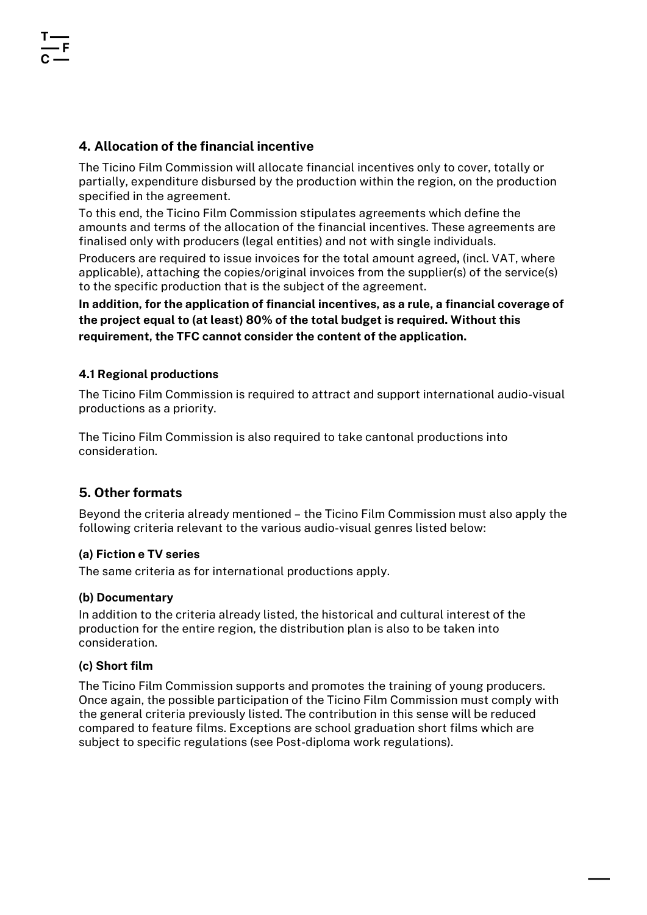## 4. Allocation of the financial incentive

The Ticino Film Commission will allocate financial incentives only to cover, totally or partially, expenditure disbursed by the production within the region, on the production specified in the agreement.

To this end, the Ticino Film Commission stipulates agreements which define the amounts and terms of the allocation of the financial incentives. These agreements are finalised only with producers (legal entities) and not with single individuals.

Producers are required to issue invoices for the total amount agreed**,** (incl. VAT, where applicable), attaching the copies/original invoices from the supplier(s) of the service(s) to the specific production that is the subject of the agreement.

**In addition, for the application of financial incentives, as a rule, a financial coverage of the project equal to (at least) 80% of the total budget is required. Without this requirement, the TFC cannot consider the content of the application.**

### 4.1 Regional productions

The Ticino Film Commission is required to attract and support international audio-visual productions as a priority.

The Ticino Film Commission is also required to take cantonal productions into consideration.

## 5. Other formats

Beyond the criteria already mentioned – the Ticino Film Commission must also apply the following criteria relevant to the various audio-visual genres listed below:

**(a) Fiction e TV series**

The same criteria as for international productions apply.

**(b) Documentary**

In addition to the criteria already listed, the historical and cultural interest of the production for the entire region, the distribution plan is also to be taken into consideration.

**(c) Short film**

The Ticino Film Commission supports and promotes the training of young producers. Once again, the possible participation of the Ticino Film Commission must comply with the general criteria previously listed. The contribution in this sense will be reduced compared to feature films. Exceptions are school graduation short films which are subject to specific regulations (see Post-diploma work regulations).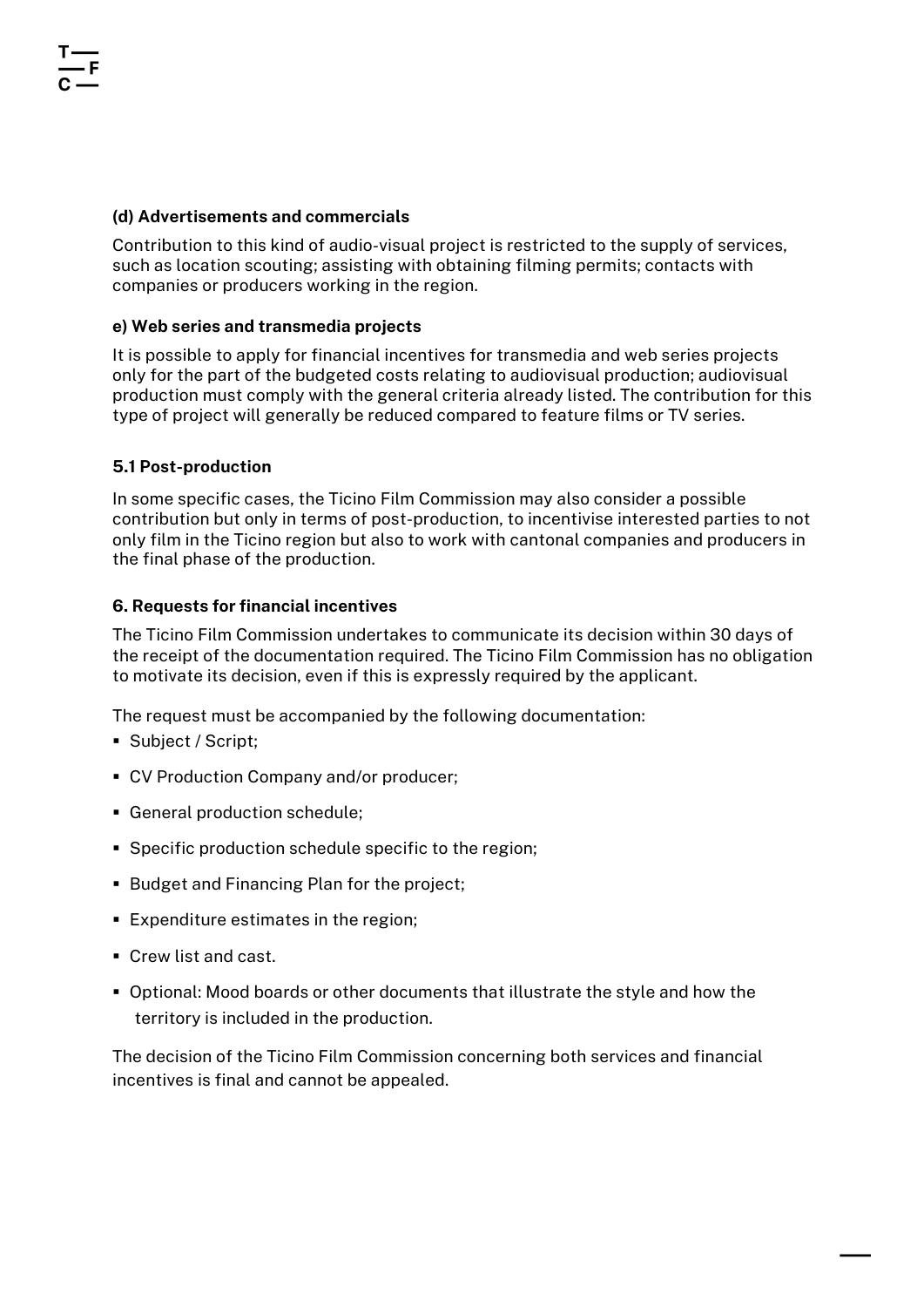### (d) Advertisements and commercials

Contribution to this kind of audio-visual project is restricted to the supply of services, such as location scouting; assisting with obtaining filming permits; contacts with companies or producers working in the region.

### e) Web series and transmedia projects

It is possible to apply for financial incentives for transmedia and web series projects only for the part of the budgeted costs relating to audiovisual production; audiovisual production must comply with the general criteria already listed. The contribution for this type of project will generally be reduced compared to feature films or TV series.

### 5.1 Post-production

In some specific cases, the Ticino Film Commission may also consider a possible contribution but only in terms of post-production, to incentivise interested parties to not only film in the Ticino region but also to work with cantonal companies and producers in the final phase of the production.

## 6. Requests for financial incentives

The Ticino Film Commission undertakes to communicate its decision within 30 days of the receipt of the documentation required. The Ticino Film Commission has no obligation to motivate its decision, even if this is expressly required by the applicant.

The request must be accompanied by the following documentation:

- Subject / Script;
- CV Production Company and/or producer;
- General production schedule;
- Specific production schedule specific to the region;
- Budget and Financing Plan for the project;
- Expenditure estimates in the region;
- Crew list and cast.
- Optional: Mood boards or other documents that illustrate the style and how the territory is included in the production.

The decision of the Ticino Film Commission concerning both services and financial incentives is final and cannot be appealed.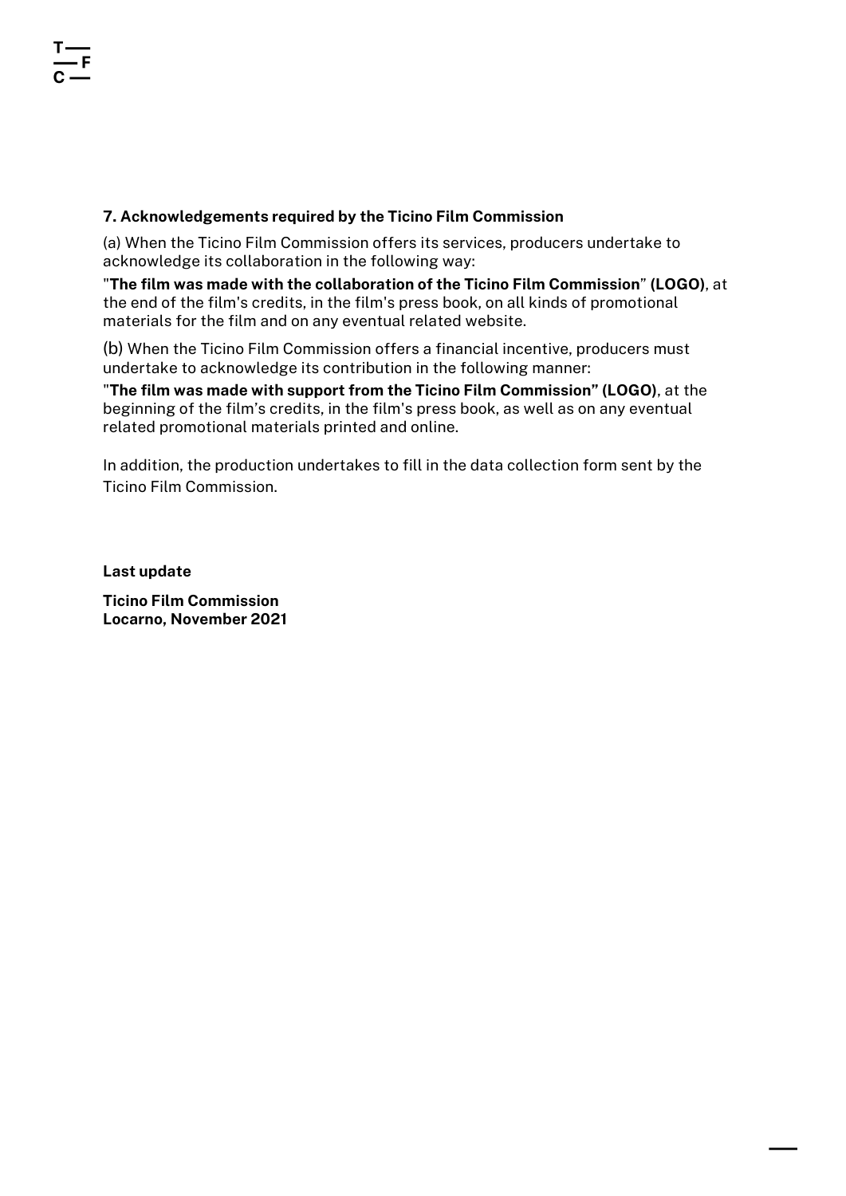## 7. Acknowledgements required by the Ticino Film Commission

(a) When the Ticino Film Commission offers its services, producers undertake to acknowledge its collaboration in the following way:

"**The film was made with the collaboration of the Ticino Film Commission**" **(LOGO)**, at the end of the film's credits, in the film's press book, on all kinds of promotional materials for the film and on any eventual related website.

(b) When the Ticino Film Commission offers a financial incentive, producers must undertake to acknowledge its contribution in the following manner:

"**The film was made with support from the Ticino Film Commission" (LOGO)**, at the beginning of the film's credits, in the film's press book, as well as on any eventual related promotional materials printed and online.

In addition, the production undertakes to fill in the data collection form sent by the Ticino Film Commission.

**Last update**

**Ticino Film Commission**
**Locarno, November 2021**